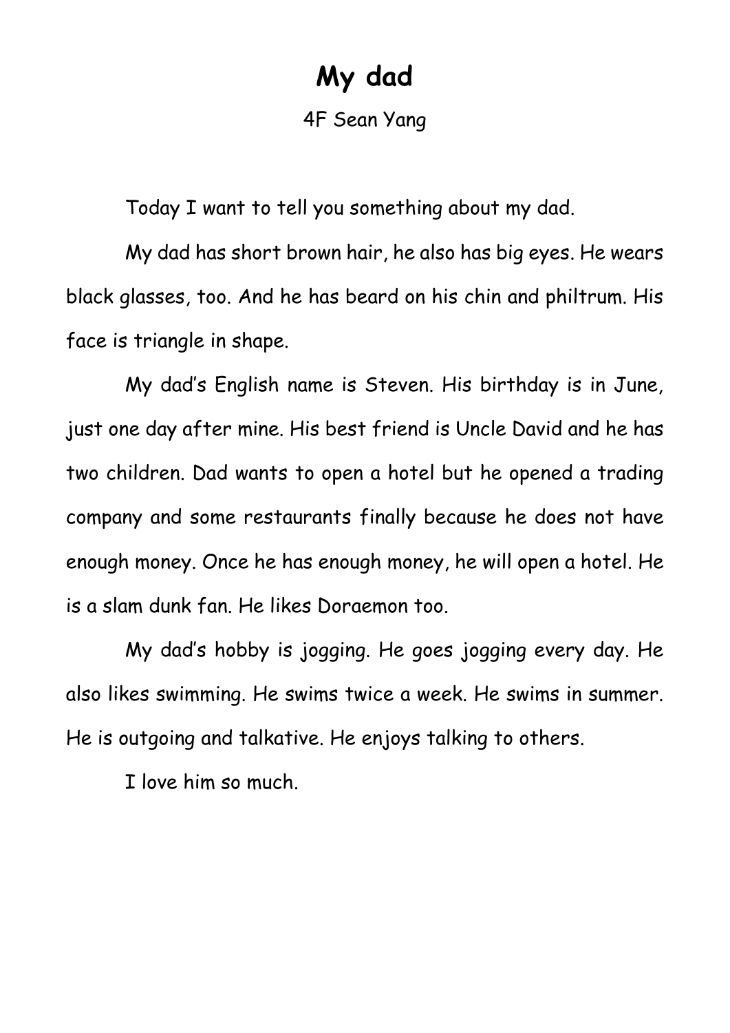# My dad

4F Sean Yang

Today I want to tell you something about my dad.

My dad has short brown hair, he also has big eyes. He wears black glasses, too. And he has beard on his chin and philtrum. His face is triangle in shape.

My dad's English name is Steven. His birthday is in June, just one day after mine. His best friend is Uncle David and he has two children. Dad wants to open a hotel but he opened a trading company and some restaurants finally because he does not have enough money. Once he has enough money, he will open a hotel. He is a slam dunk fan. He likes Doraemon too.

My dad's hobby is jogging. He goes jogging every day. He also likes swimming. He swims twice a week. He swims in summer. He is outgoing and talkative. He enjoys talking to others.

I love him so much.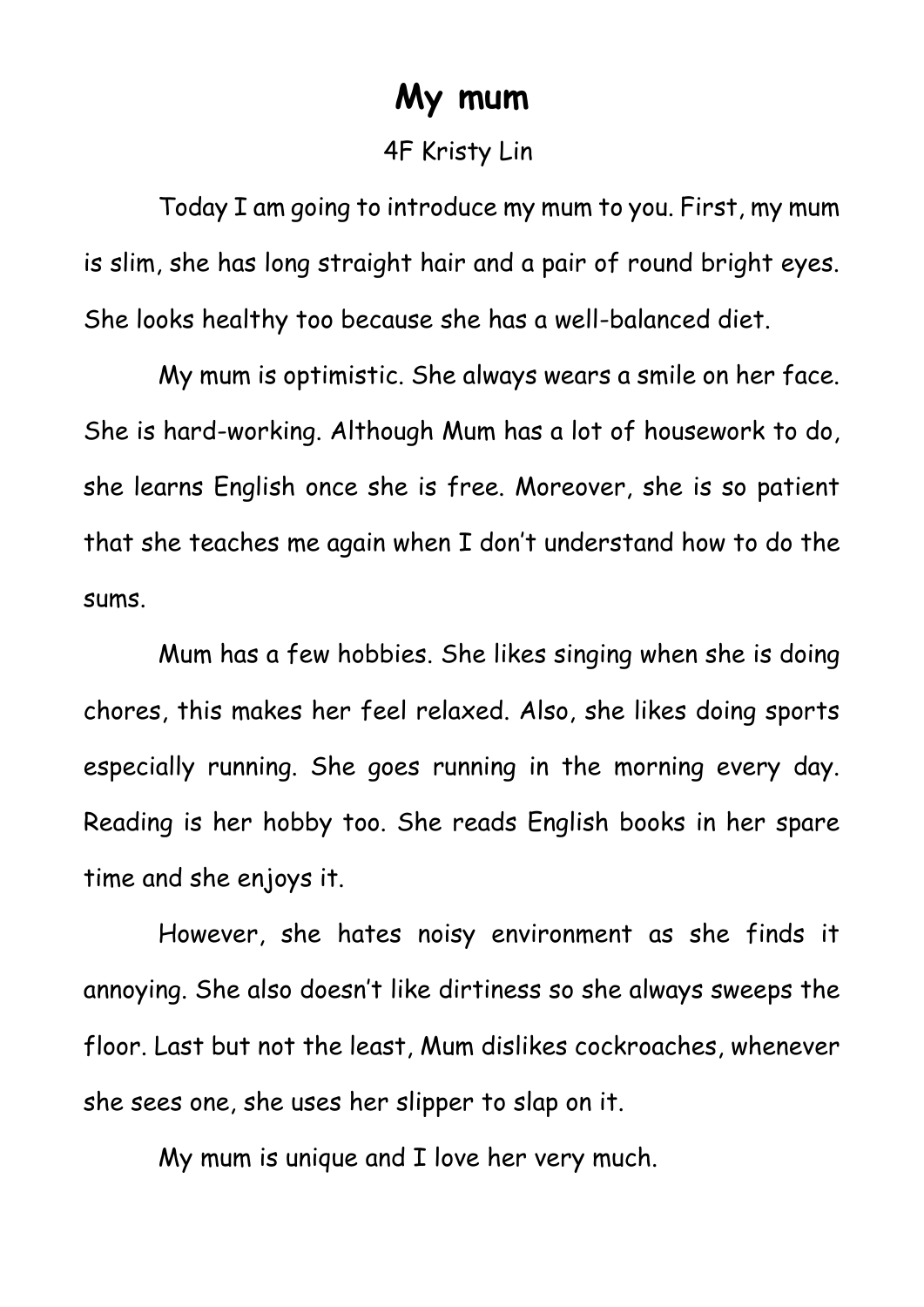# My mum

4F Kristy Lin

Today I am going to introduce my mum to you. First, my mum is slim, she has long straight hair and a pair of round bright eyes. She looks healthy too because she has a well-balanced diet.

My mum is optimistic. She always wears a smile on her face. She is hard-working. Although Mum has a lot of housework to do, she learns English once she is free. Moreover, she is so patient that she teaches me again when I don't understand how to do the sums.

Mum has a few hobbies. She likes singing when she is doing chores, this makes her feel relaxed. Also, she likes doing sports especially running. She goes running in the morning every day. Reading is her hobby too. She reads English books in her spare time and she enjoys it.

However, she hates noisy environment as she finds it annoying. She also doesn't like dirtiness so she always sweeps the floor. Last but not the least, Mum dislikes cockroaches, whenever she sees one, she uses her slipper to slap on it.

My mum is unique and I love her very much.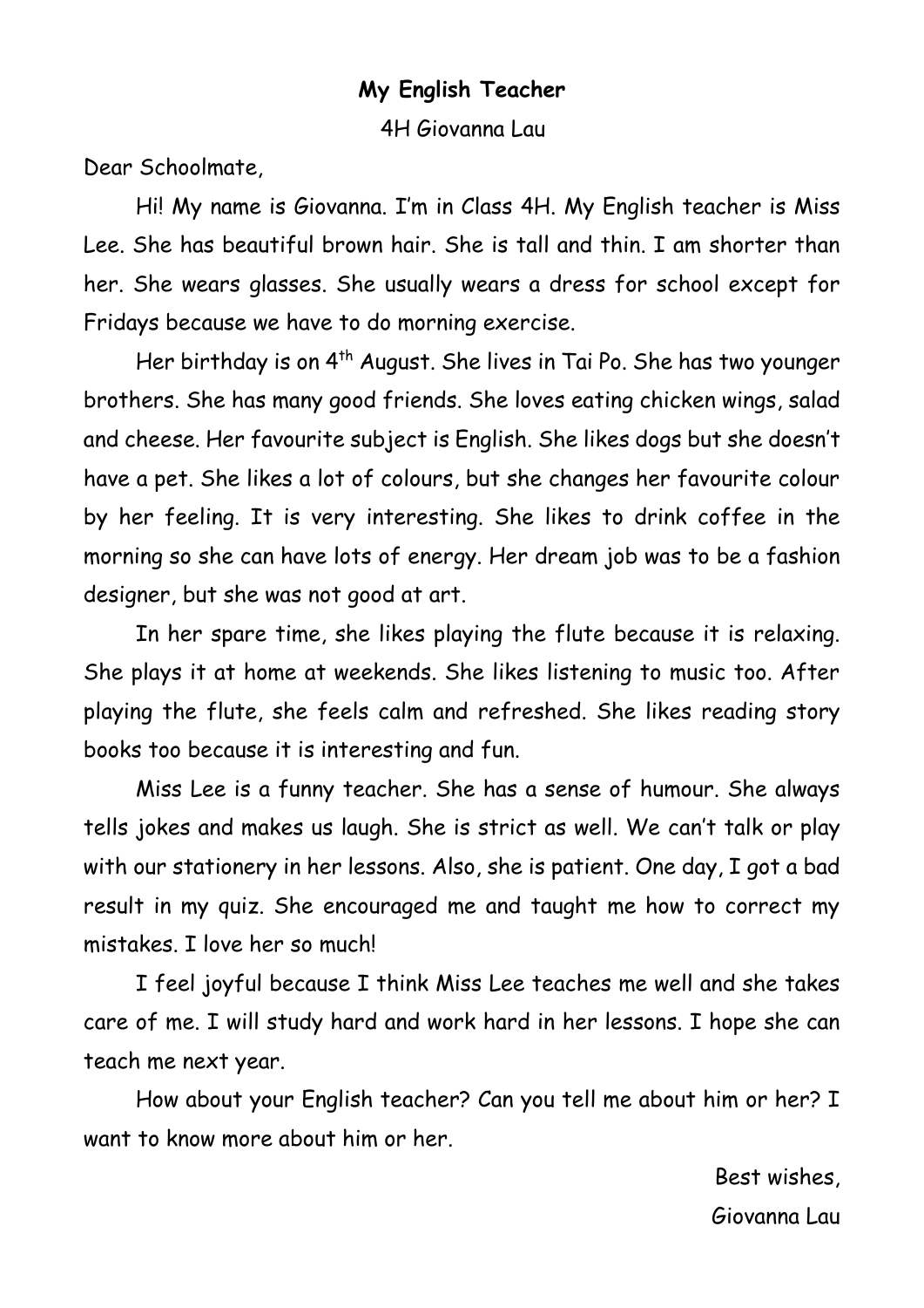**My English Teacher**

4H Giovanna Lau

Dear Schoolmate,

Hi! My name is Giovanna. I'm in Class 4H. My English teacher is Miss Lee. She has beautiful brown hair. She is tall and thin. I am shorter than her. She wears glasses. She usually wears a dress for school except for Fridays because we have to do morning exercise.

Her birthday is on 4th August. She lives in Tai Po. She has two younger brothers. She has many good friends. She loves eating chicken wings, salad and cheese. Her favourite subject is English. She likes dogs but she doesn't have a pet. She likes a lot of colours, but she changes her favourite colour by her feeling. It is very interesting. She likes to drink coffee in the morning so she can have lots of energy. Her dream job was to be a fashion designer, but she was not good at art.

In her spare time, she likes playing the flute because it is relaxing. She plays it at home at weekends. She likes listening to music too. After playing the flute, she feels calm and refreshed. She likes reading story books too because it is interesting and fun.

Miss Lee is a funny teacher. She has a sense of humour. She always tells jokes and makes us laugh. She is strict as well. We can't talk or play with our stationery in her lessons. Also, she is patient. One day, I got a bad result in my quiz. She encouraged me and taught me how to correct my mistakes. I love her so much!

I feel joyful because I think Miss Lee teaches me well and she takes care of me. I will study hard and work hard in her lessons. I hope she can teach me next year.

How about your English teacher? Can you tell me about him or her? I want to know more about him or her.

Best wishes,

Giovanna Lau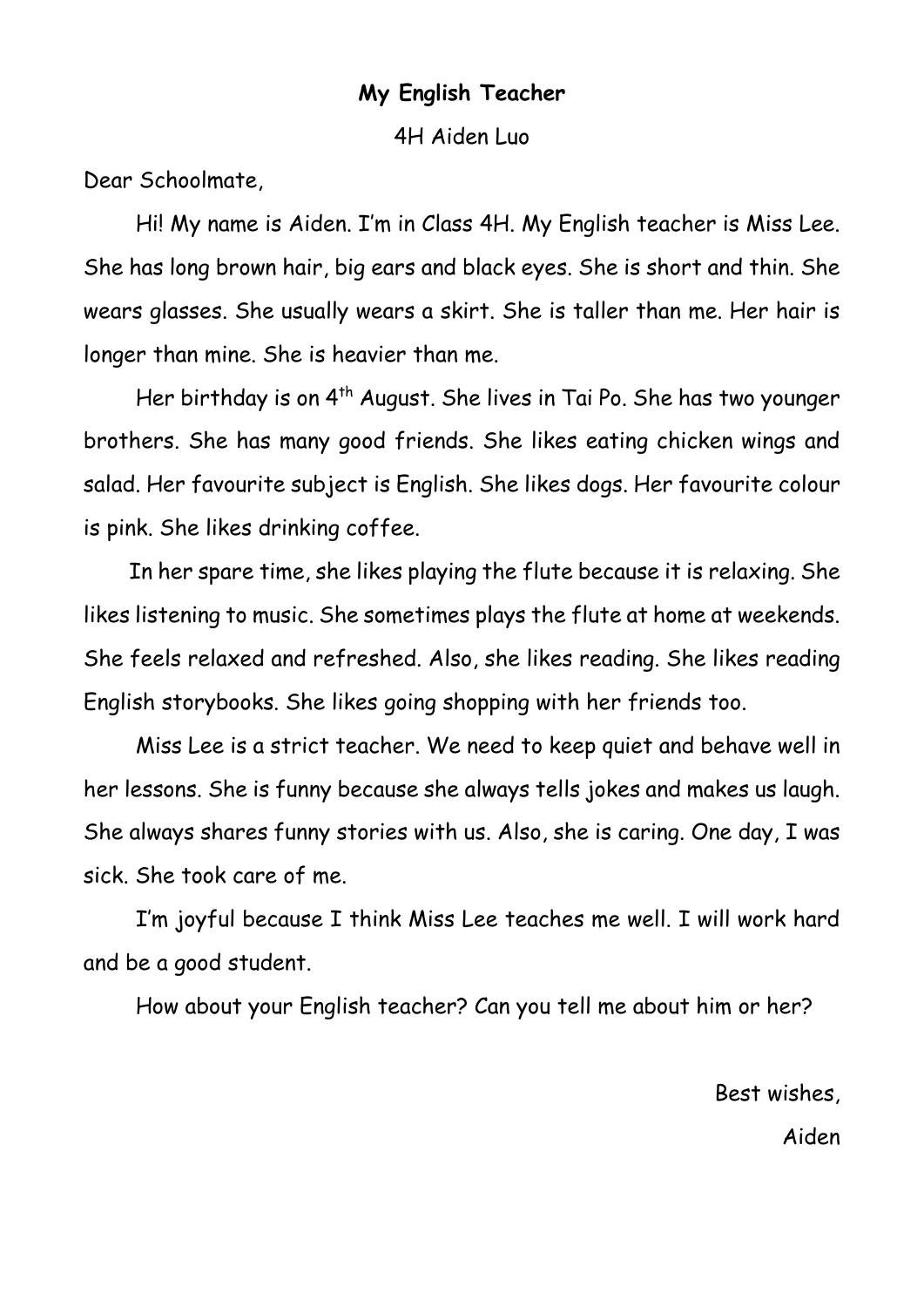**My English Teacher**

4H Aiden Luo

Dear Schoolmate,

Hi! My name is Aiden. I'm in Class 4H. My English teacher is Miss Lee. She has long brown hair, big ears and black eyes. She is short and thin. She wears glasses. She usually wears a skirt. She is taller than me. Her hair is longer than mine. She is heavier than me.

Her birthday is on 4th August. She lives in Tai Po. She has two younger brothers. She has many good friends. She likes eating chicken wings and salad. Her favourite subject is English. She likes dogs. Her favourite colour is pink. She likes drinking coffee.

In her spare time, she likes playing the flute because it is relaxing. She likes listening to music. She sometimes plays the flute at home at weekends. She feels relaxed and refreshed. Also, she likes reading. She likes reading English storybooks. She likes going shopping with her friends too.

Miss Lee is a strict teacher. We need to keep quiet and behave well in her lessons. She is funny because she always tells jokes and makes us laugh. She always shares funny stories with us. Also, she is caring. One day, I was sick. She took care of me.

I'm joyful because I think Miss Lee teaches me well. I will work hard and be a good student.

How about your English teacher? Can you tell me about him or her?

Best wishes,

Aiden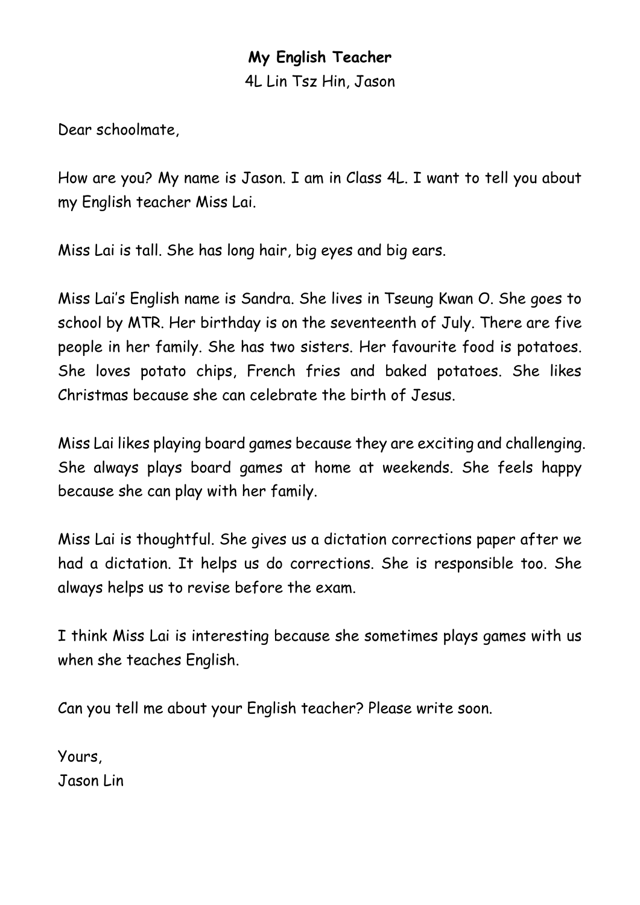**My English Teacher**

4L Lin Tsz Hin, Jason

Dear schoolmate,

How are you? My name is Jason. I am in Class 4L. I want to tell you about my English teacher Miss Lai.

Miss Lai is tall. She has long hair, big eyes and big ears.

Miss Lai's English name is Sandra. She lives in Tseung Kwan O. She goes to school by MTR. Her birthday is on the seventeenth of July. There are five people in her family. She has two sisters. Her favourite food is potatoes. She loves potato chips, French fries and baked potatoes. She likes Christmas because she can celebrate the birth of Jesus.

Miss Lai likes playing board games because they are exciting and challenging. She always plays board games at home at weekends. She feels happy because she can play with her family.

Miss Lai is thoughtful. She gives us a dictation corrections paper after we had a dictation. It helps us do corrections. She is responsible too. She always helps us to revise before the exam.

I think Miss Lai is interesting because she sometimes plays games with us when she teaches English.

Can you tell me about your English teacher? Please write soon.

Yours,
Jason Lin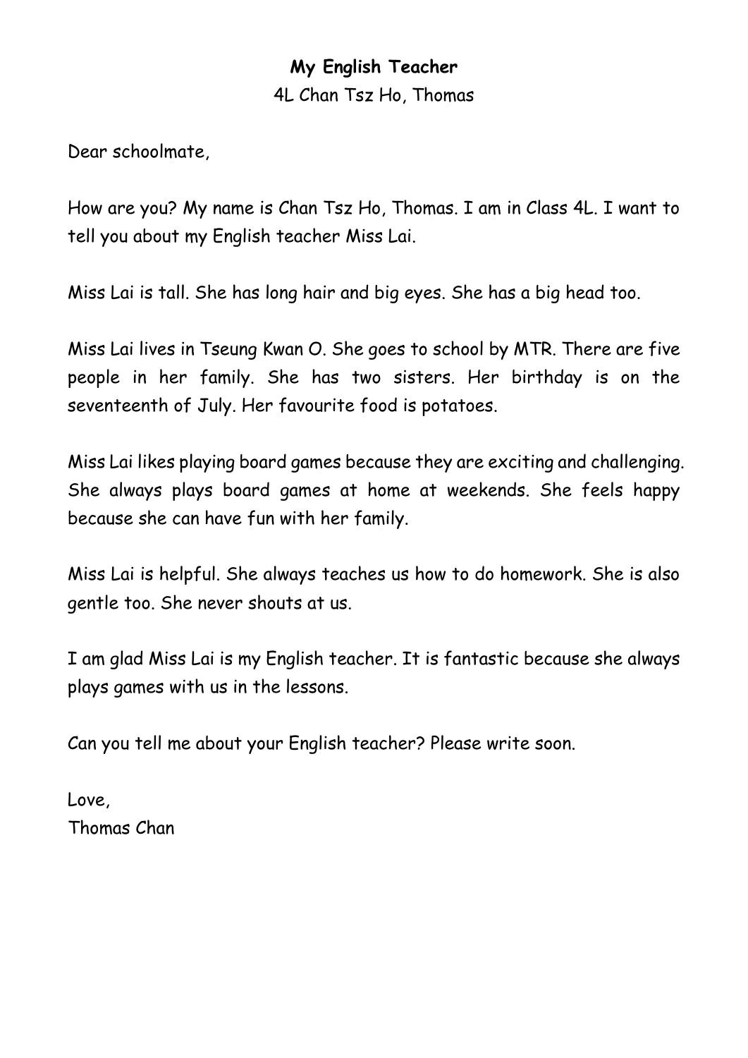**My English Teacher**

4L Chan Tsz Ho, Thomas

Dear schoolmate,

How are you? My name is Chan Tsz Ho, Thomas. I am in Class 4L. I want to tell you about my English teacher Miss Lai.

Miss Lai is tall. She has long hair and big eyes. She has a big head too.

Miss Lai lives in Tseung Kwan O. She goes to school by MTR. There are five people in her family. She has two sisters. Her birthday is on the seventeenth of July. Her favourite food is potatoes.

Miss Lai likes playing board games because they are exciting and challenging. She always plays board games at home at weekends. She feels happy because she can have fun with her family.

Miss Lai is helpful. She always teaches us how to do homework. She is also gentle too. She never shouts at us.

I am glad Miss Lai is my English teacher. It is fantastic because she always plays games with us in the lessons.

Can you tell me about your English teacher? Please write soon.

Love,
Thomas Chan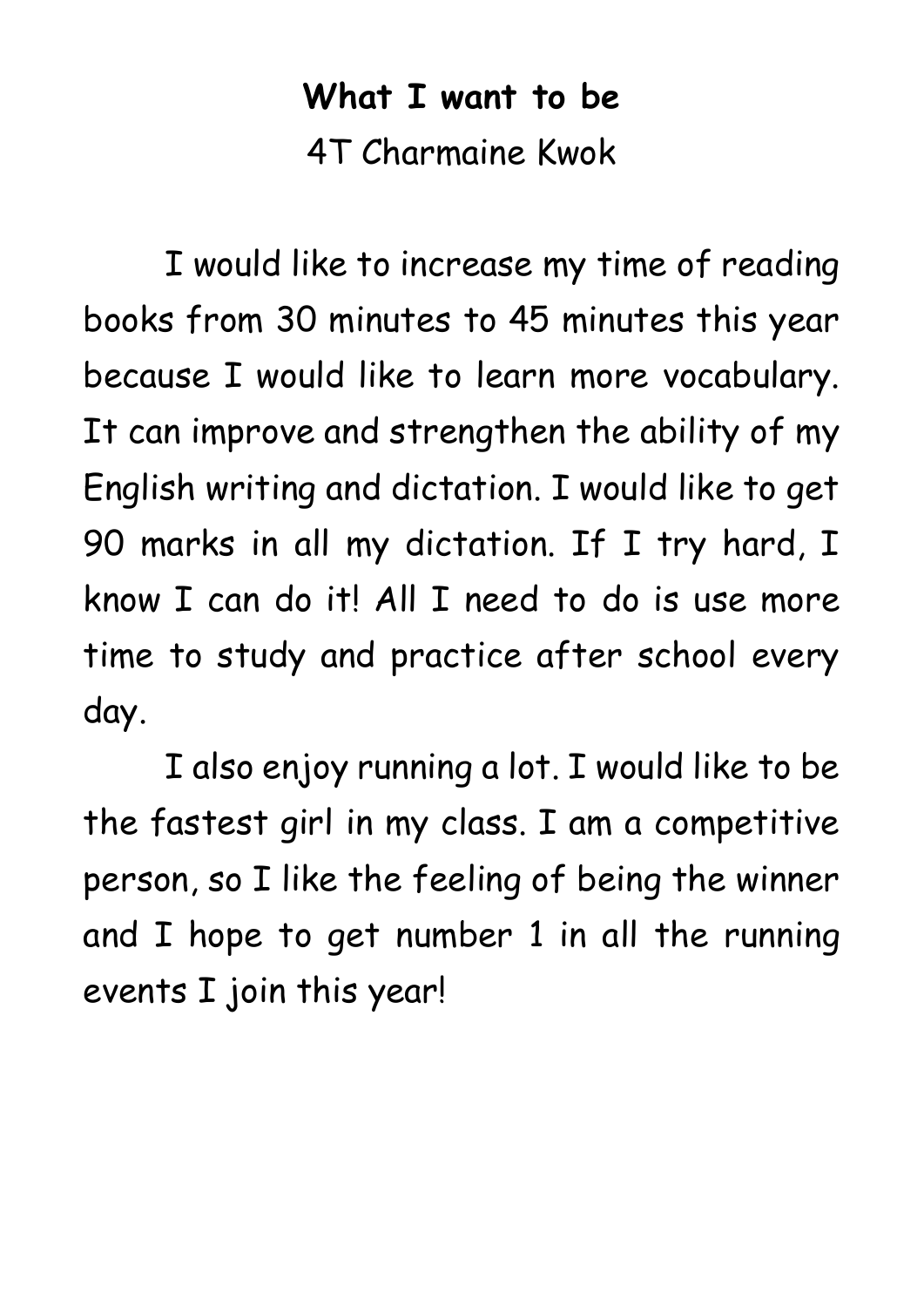# What I want to be

4T Charmaine Kwok

I would like to increase my time of reading books from 30 minutes to 45 minutes this year because I would like to learn more vocabulary. It can improve and strengthen the ability of my English writing and dictation. I would like to get 90 marks in all my dictation. If I try hard, I know I can do it! All I need to do is use more time to study and practice after school every day.

I also enjoy running a lot. I would like to be the fastest girl in my class. I am a competitive person, so I like the feeling of being the winner and I hope to get number 1 in all the running events I join this year!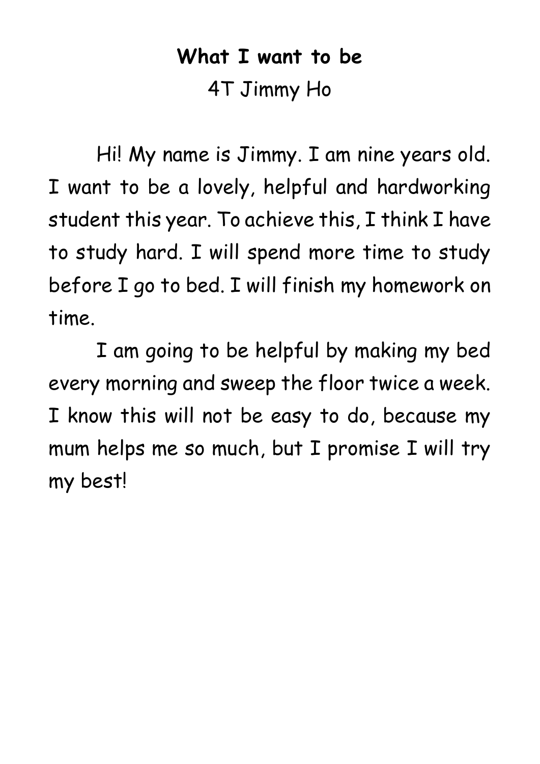## What I want to be

4T Jimmy Ho

Hi! My name is Jimmy. I am nine years old. I want to be a lovely, helpful and hardworking student this year. To achieve this, I think I have to study hard. I will spend more time to study before I go to bed. I will finish my homework on time.

I am going to be helpful by making my bed every morning and sweep the floor twice a week. I know this will not be easy to do, because my mum helps me so much, but I promise I will try my best!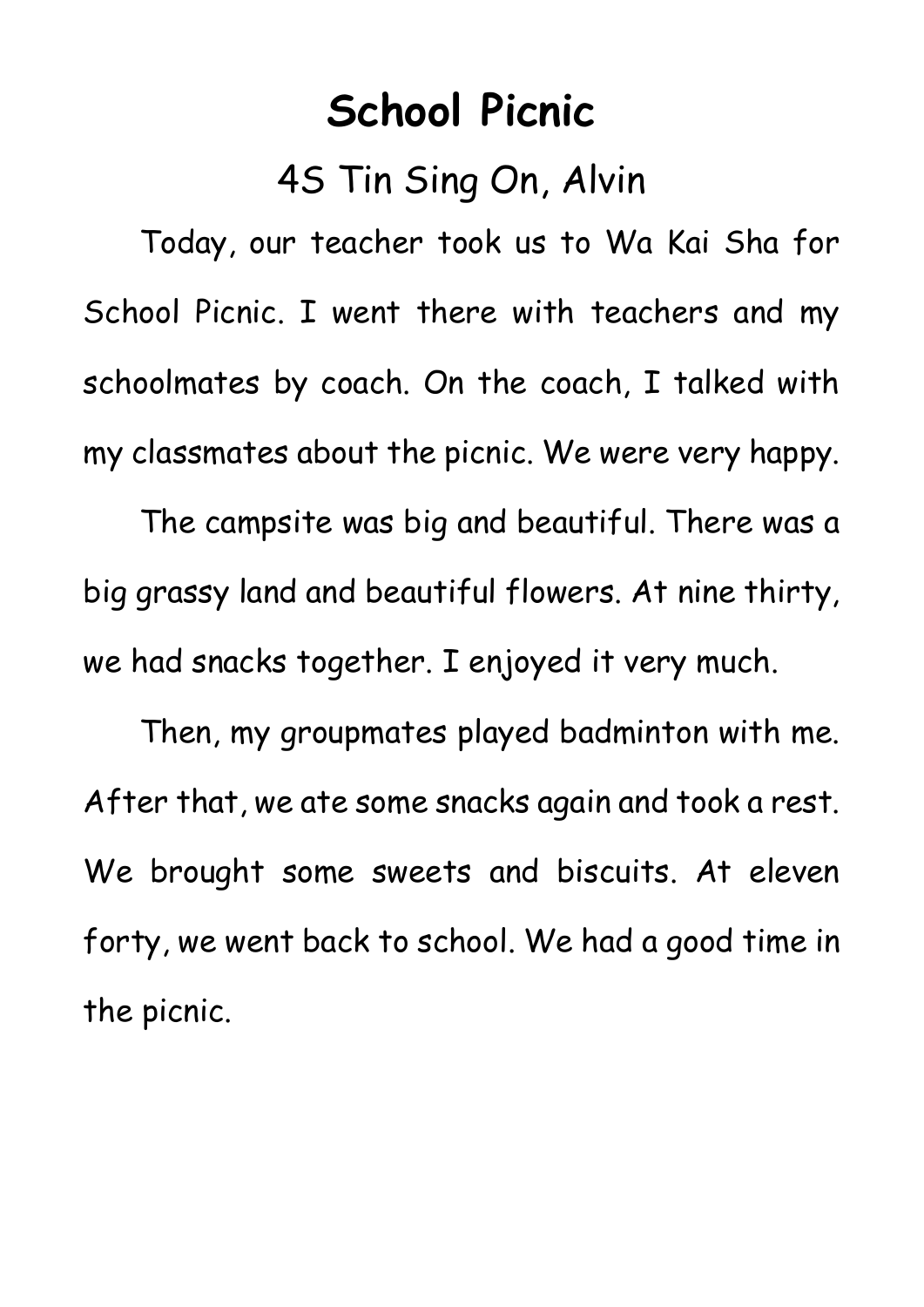# School Picnic

4S Tin Sing On, Alvin

Today, our teacher took us to Wa Kai Sha for School Picnic. I went there with teachers and my schoolmates by coach. On the coach, I talked with my classmates about the picnic. We were very happy.

The campsite was big and beautiful. There was a big grassy land and beautiful flowers. At nine thirty, we had snacks together. I enjoyed it very much.

Then, my groupmates played badminton with me. After that, we ate some snacks again and took a rest. We brought some sweets and biscuits. At eleven forty, we went back to school. We had a good time in the picnic.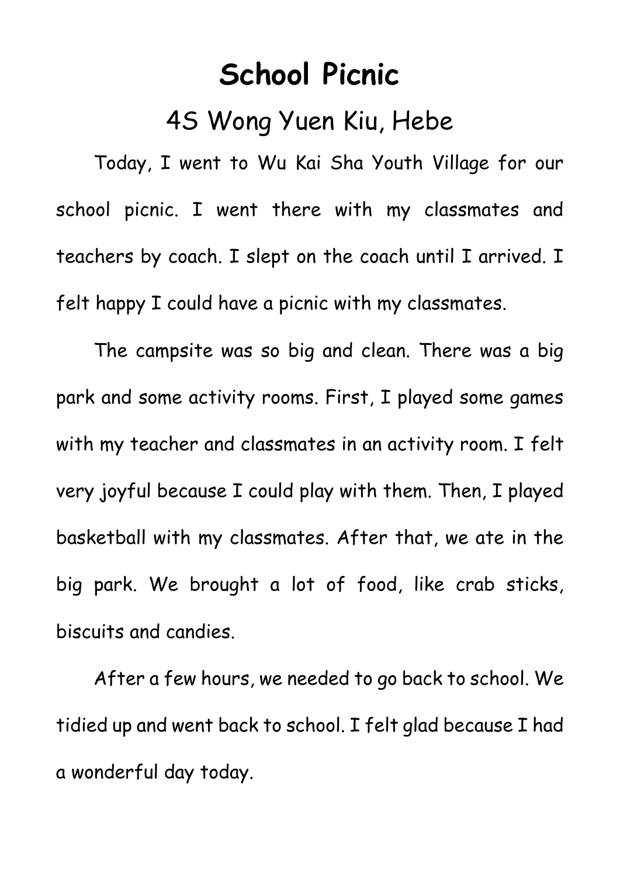# School Picnic

## 4S Wong Yuen Kiu, Hebe

Today, I went to Wu Kai Sha Youth Village for our school picnic. I went there with my classmates and teachers by coach. I slept on the coach until I arrived. I felt happy I could have a picnic with my classmates.

The campsite was so big and clean. There was a big park and some activity rooms. First, I played some games with my teacher and classmates in an activity room. I felt very joyful because I could play with them. Then, I played basketball with my classmates. After that, we ate in the big park. We brought a lot of food, like crab sticks, biscuits and candies.

After a few hours, we needed to go back to school. We tidied up and went back to school. I felt glad because I had a wonderful day today.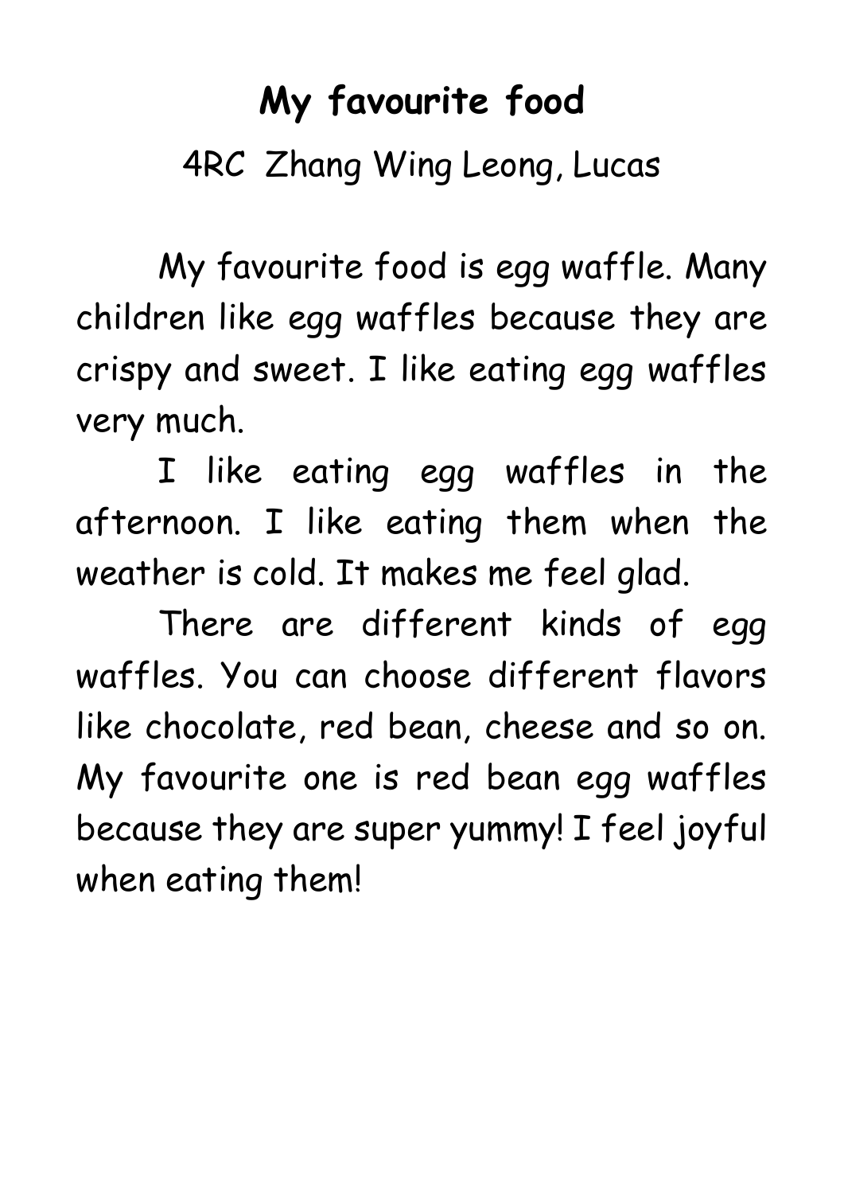# My favourite food

4RC Zhang Wing Leong, Lucas

My favourite food is egg waffle. Many children like egg waffles because they are crispy and sweet. I like eating egg waffles very much.

I like eating egg waffles in the afternoon. I like eating them when the weather is cold. It makes me feel glad.

There are different kinds of egg waffles. You can choose different flavors like chocolate, red bean, cheese and so on. My favourite one is red bean egg waffles because they are super yummy! I feel joyful when eating them!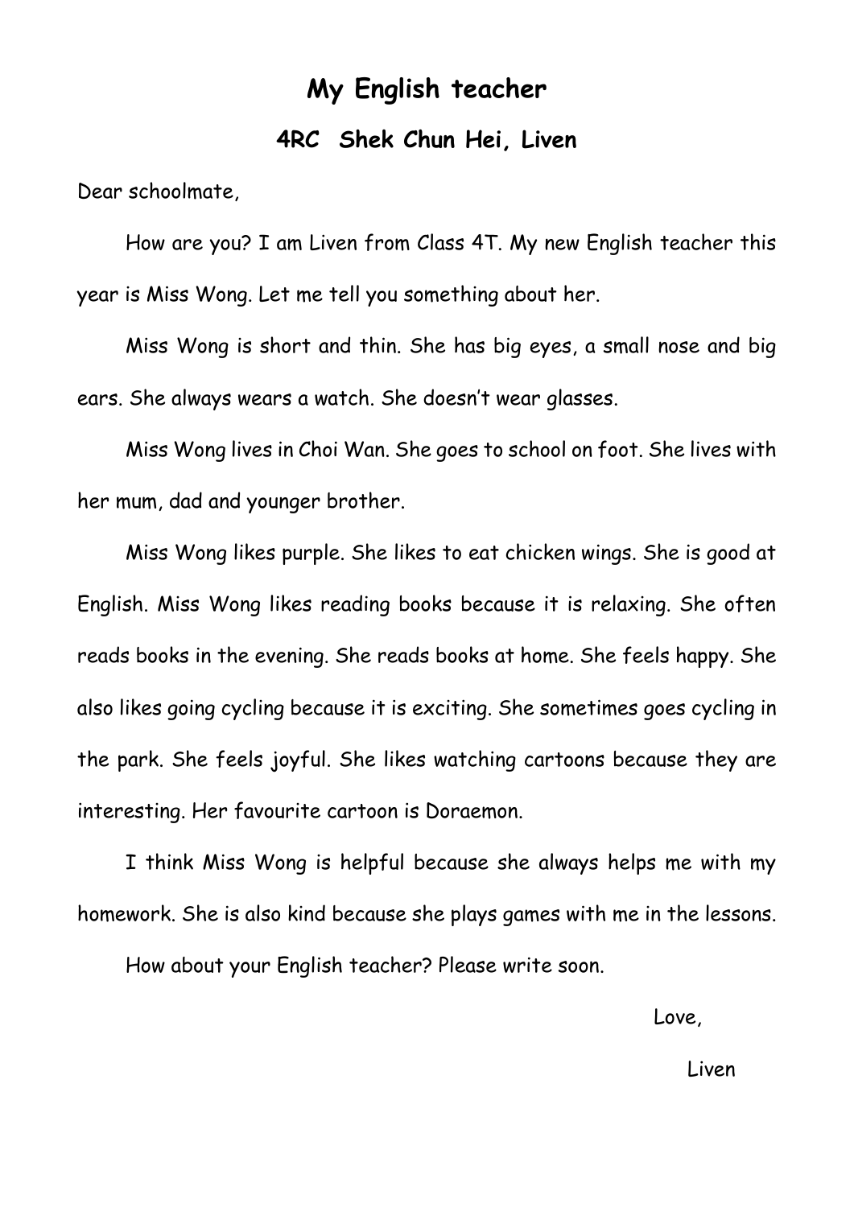# My English teacher

## 4RC Shek Chun Hei, Liven

Dear schoolmate,

How are you? I am Liven from Class 4T. My new English teacher this year is Miss Wong. Let me tell you something about her.

Miss Wong is short and thin. She has big eyes, a small nose and big ears. She always wears a watch. She doesn't wear glasses.

Miss Wong lives in Choi Wan. She goes to school on foot. She lives with her mum, dad and younger brother.

Miss Wong likes purple. She likes to eat chicken wings. She is good at English. Miss Wong likes reading books because it is relaxing. She often reads books in the evening. She reads books at home. She feels happy. She also likes going cycling because it is exciting. She sometimes goes cycling in the park. She feels joyful. She likes watching cartoons because they are interesting. Her favourite cartoon is Doraemon.

I think Miss Wong is helpful because she always helps me with my homework. She is also kind because she plays games with me in the lessons.

How about your English teacher? Please write soon.

Love,

Liven